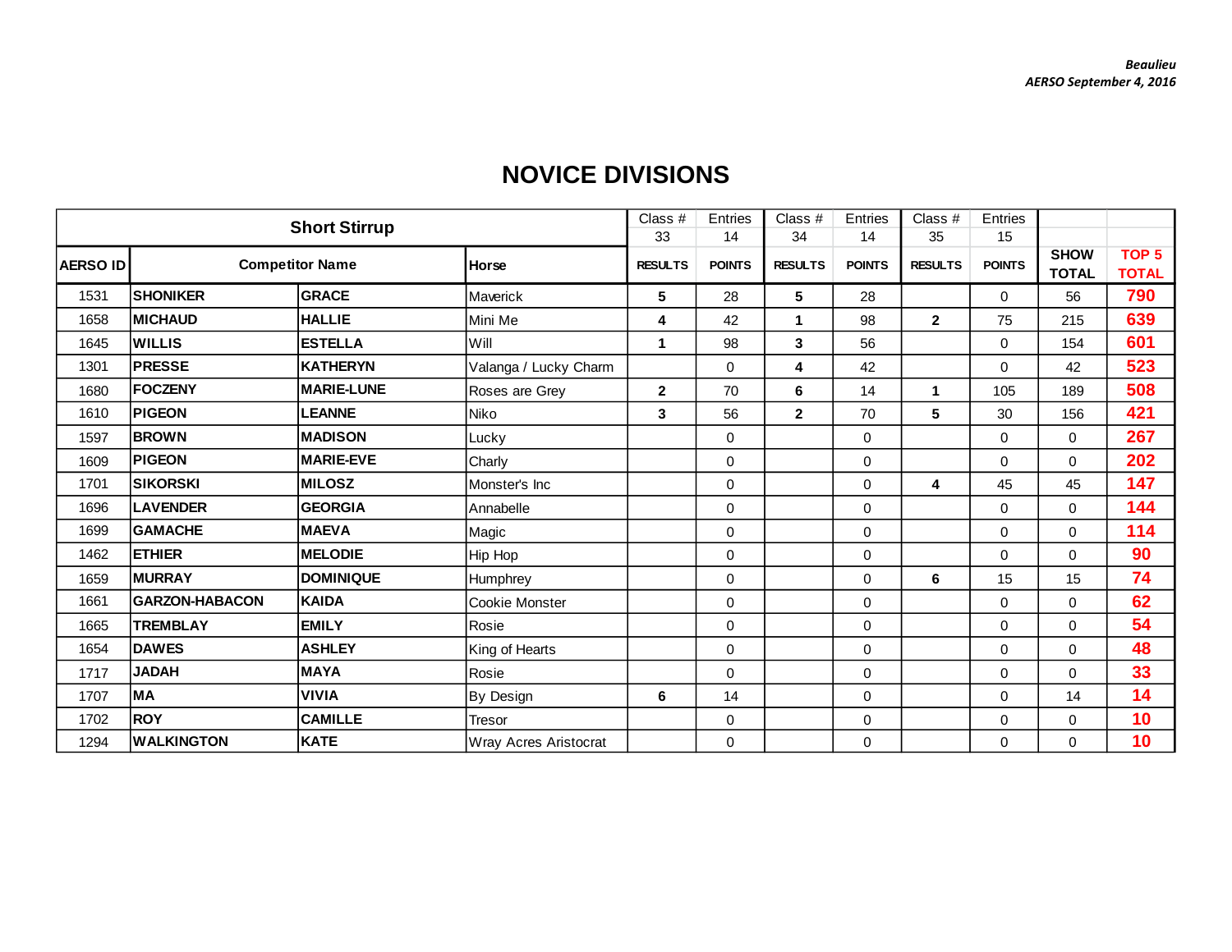Beaulieu
AERSO September 4, 2016

# NOVICE DIVISIONS

| Short Stirrup | | | | Class # 33 | Entries 14 | Class # 34 | Entries 14 | Class # 35 | Entries 15 | | |
|---|---|---|---|---|---|---|---|---|---|---|---|
| AERSO ID | Competitor Name | | Horse | RESULTS | POINTS | RESULTS | POINTS | RESULTS | POINTS | SHOW TOTAL | TOP 5 TOTAL |
| 1531 | SHONIKER | GRACE | Maverick | 5 | 28 | 5 | 28 | | 0 | 56 | 790 |
| 1658 | MICHAUD | HALLIE | Mini Me | 4 | 42 | 1 | 98 | 2 | 75 | 215 | 639 |
| 1645 | WILLIS | ESTELLA | Will | 1 | 98 | 3 | 56 | | 0 | 154 | 601 |
| 1301 | PRESSE | KATHERYN | Valanga / Lucky Charm | | 0 | 4 | 42 | | 0 | 42 | 523 |
| 1680 | FOCZENY | MARIE-LUNE | Roses are Grey | 2 | 70 | 6 | 14 | 1 | 105 | 189 | 508 |
| 1610 | PIGEON | LEANNE | Niko | 3 | 56 | 2 | 70 | 5 | 30 | 156 | 421 |
| 1597 | BROWN | MADISON | Lucky | | 0 | | 0 | | 0 | 0 | 267 |
| 1609 | PIGEON | MARIE-EVE | Charly | | 0 | | 0 | | 0 | 0 | 202 |
| 1701 | SIKORSKI | MILOSZ | Monster's Inc | | 0 | | 0 | 4 | 45 | 45 | 147 |
| 1696 | LAVENDER | GEORGIA | Annabelle | | 0 | | 0 | | 0 | 0 | 144 |
| 1699 | GAMACHE | MAEVA | Magic | | 0 | | 0 | | 0 | 0 | 114 |
| 1462 | ETHIER | MELODIE | Hip Hop | | 0 | | 0 | | 0 | 0 | 90 |
| 1659 | MURRAY | DOMINIQUE | Humphrey | | 0 | | 0 | 6 | 15 | 15 | 74 |
| 1661 | GARZON-HABACON | KAIDA | Cookie Monster | | 0 | | 0 | | 0 | 0 | 62 |
| 1665 | TREMBLAY | EMILY | Rosie | | 0 | | 0 | | 0 | 0 | 54 |
| 1654 | DAWES | ASHLEY | King of Hearts | | 0 | | 0 | | 0 | 0 | 48 |
| 1717 | JADAH | MAYA | Rosie | | 0 | | 0 | | 0 | 0 | 33 |
| 1707 | MA | VIVIA | By Design | 6 | 14 | | 0 | | 0 | 14 | 14 |
| 1702 | ROY | CAMILLE | Tresor | | 0 | | 0 | | 0 | 0 | 10 |
| 1294 | WALKINGTON | KATE | Wray Acres Aristocrat | | 0 | | 0 | | 0 | 0 | 10 |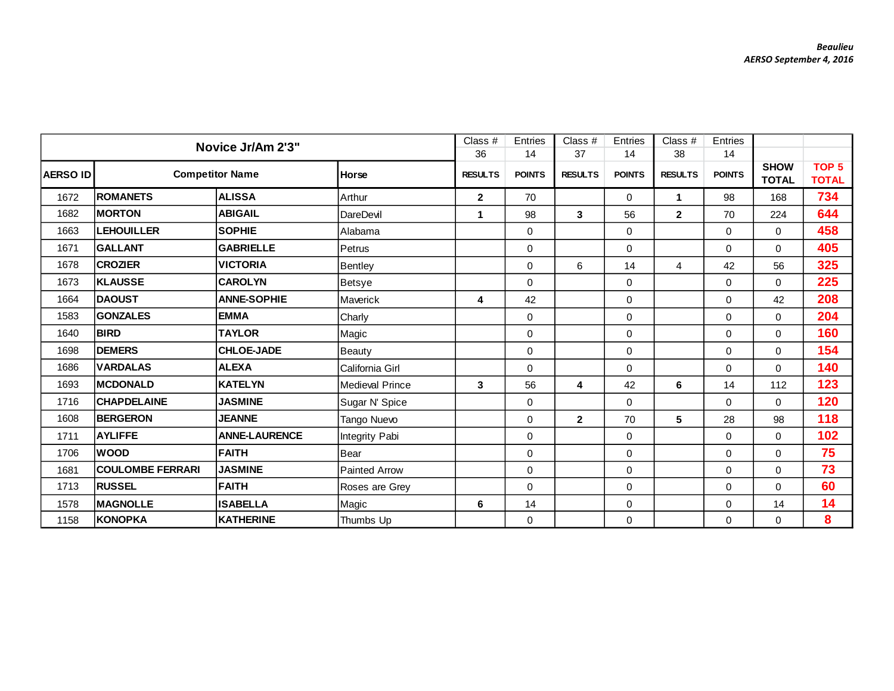*Beaulieu*
*AERSO September 4, 2016*

| Novice Jr/Am 2'3" | | | | Class # 36 | Entries 14 | Class # 37 | Entries 14 | Class # 38 | Entries 14 | | |
|---|---|---|---|---|---|---|---|---|---|---|---|
| **AERSO ID** | **Competitor Name** | | **Horse** | **RESULTS** | **POINTS** | **RESULTS** | **POINTS** | **RESULTS** | **POINTS** | **SHOW TOTAL** | **TOP 5 TOTAL** |
| 1672 | **ROMANETS** | **ALISSA** | Arthur | **2** | 70 | | 0 | **1** | 98 | 168 | **734** |
| 1682 | **MORTON** | **ABIGAIL** | DareDevil | **1** | 98 | **3** | 56 | **2** | 70 | 224 | **644** |
| 1663 | **LEHOUILLER** | **SOPHIE** | Alabama | | 0 | | 0 | | 0 | 0 | **458** |
| 1671 | **GALLANT** | **GABRIELLE** | Petrus | | 0 | | 0 | | 0 | 0 | **405** |
| 1678 | **CROZIER** | **VICTORIA** | Bentley | | 0 | 6 | 14 | 4 | 42 | 56 | **325** |
| 1673 | **KLAUSSE** | **CAROLYN** | Betsye | | 0 | | 0 | | 0 | 0 | **225** |
| 1664 | **DAOUST** | **ANNE-SOPHIE** | Maverick | **4** | 42 | | 0 | | 0 | 42 | **208** |
| 1583 | **GONZALES** | **EMMA** | Charly | | 0 | | 0 | | 0 | 0 | **204** |
| 1640 | **BIRD** | **TAYLOR** | Magic | | 0 | | 0 | | 0 | 0 | **160** |
| 1698 | **DEMERS** | **CHLOE-JADE** | Beauty | | 0 | | 0 | | 0 | 0 | **154** |
| 1686 | **VARDALAS** | **ALEXA** | California Girl | | 0 | | 0 | | 0 | 0 | **140** |
| 1693 | **MCDONALD** | **KATELYN** | Medieval Prince | **3** | 56 | **4** | 42 | **6** | 14 | 112 | **123** |
| 1716 | **CHAPDELAINE** | **JASMINE** | Sugar N' Spice | | 0 | | 0 | | 0 | 0 | **120** |
| 1608 | **BERGERON** | **JEANNE** | Tango Nuevo | | 0 | **2** | 70 | **5** | 28 | 98 | **118** |
| 1711 | **AYLIFFE** | **ANNE-LAURENCE** | Integrity Pabi | | 0 | | 0 | | 0 | 0 | **102** |
| 1706 | **WOOD** | **FAITH** | Bear | | 0 | | 0 | | 0 | 0 | **75** |
| 1681 | **COULOMBE FERRARI** | **JASMINE** | Painted Arrow | | 0 | | 0 | | 0 | 0 | **73** |
| 1713 | **RUSSEL** | **FAITH** | Roses are Grey | | 0 | | 0 | | 0 | 0 | **60** |
| 1578 | **MAGNOLLE** | **ISABELLA** | Magic | **6** | 14 | | 0 | | 0 | 14 | **14** |
| 1158 | **KONOPKA** | **KATHERINE** | Thumbs Up | | 0 | | 0 | | 0 | 0 | **8** |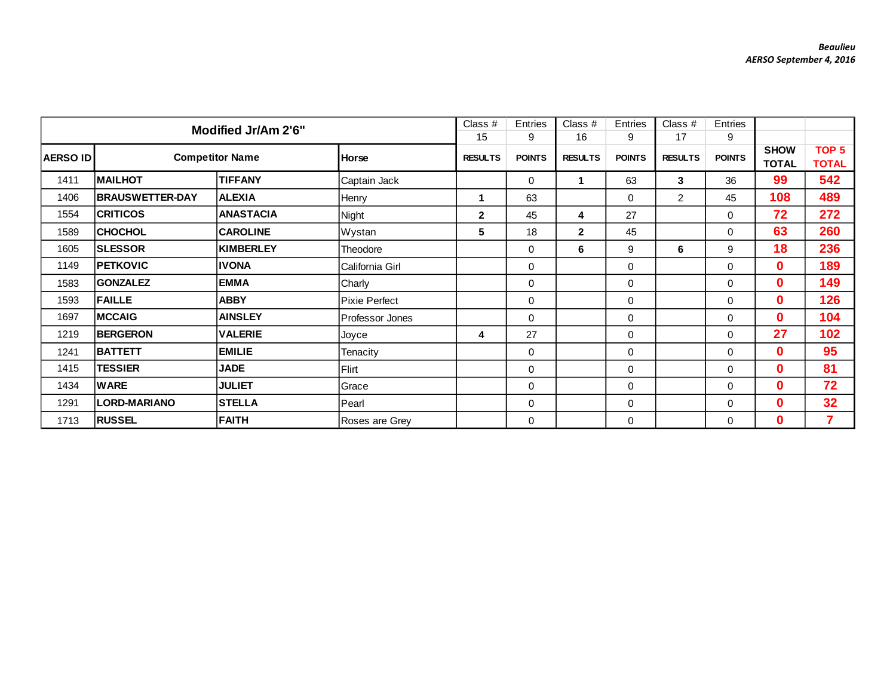*Beaulieu*
*AERSO September 4, 2016*

| Modified Jr/Am 2'6" | | | | Class # 15 | Entries 9 | Class # 16 | Entries 9 | Class # 17 | Entries 9 | | |
|---|---|---|---|---|---|---|---|---|---|---|---|
| AERSO ID | Competitor Name | | Horse | RESULTS | POINTS | RESULTS | POINTS | RESULTS | POINTS | SHOW TOTAL | TOP 5 TOTAL |
| 1411 | MAILHOT | TIFFANY | Captain Jack | | 0 | 1 | 63 | 3 | 36 | 99 | 542 |
| 1406 | BRAUSWETTER-DAY | ALEXIA | Henry | 1 | 63 | | 0 | 2 | 45 | 108 | 489 |
| 1554 | CRITICOS | ANASTACIA | Night | 2 | 45 | 4 | 27 | | 0 | 72 | 272 |
| 1589 | CHOCHOL | CAROLINE | Wystan | 5 | 18 | 2 | 45 | | 0 | 63 | 260 |
| 1605 | SLESSOR | KIMBERLEY | Theodore | | 0 | 6 | 9 | 6 | 9 | 18 | 236 |
| 1149 | PETKOVIC | IVONA | California Girl | | 0 | | 0 | | 0 | 0 | 189 |
| 1583 | GONZALEZ | EMMA | Charly | | 0 | | 0 | | 0 | 0 | 149 |
| 1593 | FAILLE | ABBY | Pixie Perfect | | 0 | | 0 | | 0 | 0 | 126 |
| 1697 | MCCAIG | AINSLEY | Professor Jones | | 0 | | 0 | | 0 | 0 | 104 |
| 1219 | BERGERON | VALERIE | Joyce | 4 | 27 | | 0 | | 0 | 27 | 102 |
| 1241 | BATTETT | EMILIE | Tenacity | | 0 | | 0 | | 0 | 0 | 95 |
| 1415 | TESSIER | JADE | Flirt | | 0 | | 0 | | 0 | 0 | 81 |
| 1434 | WARE | JULIET | Grace | | 0 | | 0 | | 0 | 0 | 72 |
| 1291 | LORD-MARIANO | STELLA | Pearl | | 0 | | 0 | | 0 | 0 | 32 |
| 1713 | RUSSEL | FAITH | Roses are Grey | | 0 | | 0 | | 0 | 0 | 7 |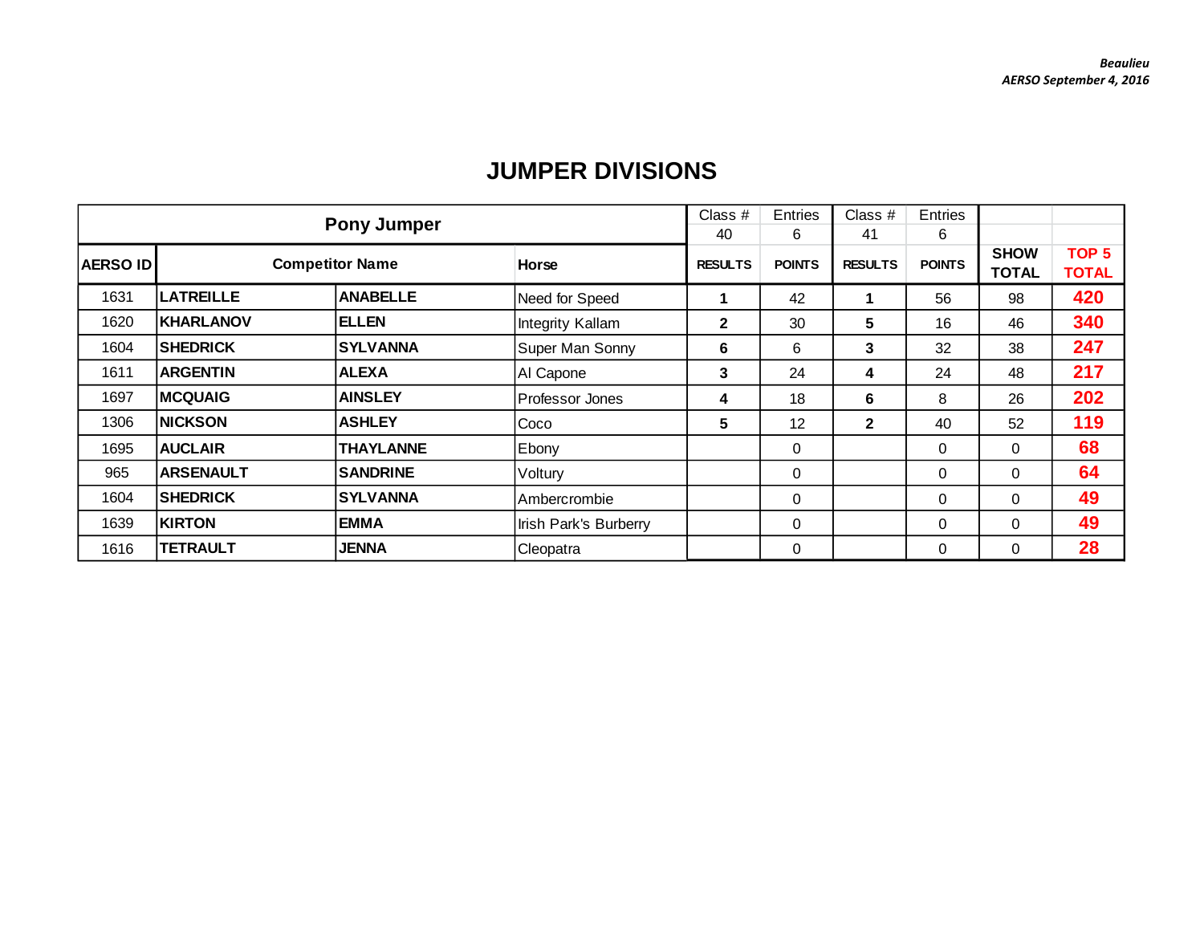*Beaulieu*
*AERSO September 4, 2016*

# JUMPER DIVISIONS

| Pony Jumper | | | | Class # 40 | Entries 6 | Class # 41 | Entries 6 | | |
|---|---|---|---|---|---|---|---|---|---|
| **AERSO ID** | **Competitor Name** | | **Horse** | **RESULTS** | **POINTS** | **RESULTS** | **POINTS** | **SHOW TOTAL** | **TOP 5 TOTAL** |
| 1631 | **LATREILLE** | **ANABELLE** | Need for Speed | **1** | 42 | **1** | 56 | 98 | **420** |
| 1620 | **KHARLANOV** | **ELLEN** | Integrity Kallam | **2** | 30 | **5** | 16 | 46 | **340** |
| 1604 | **SHEDRICK** | **SYLVANNA** | Super Man Sonny | **6** | 6 | **3** | 32 | 38 | **247** |
| 1611 | **ARGENTIN** | **ALEXA** | Al Capone | **3** | 24 | **4** | 24 | 48 | **217** |
| 1697 | **MCQUAIG** | **AINSLEY** | Professor Jones | **4** | 18 | **6** | 8 | 26 | **202** |
| 1306 | **NICKSON** | **ASHLEY** | Coco | **5** | 12 | **2** | 40 | 52 | **119** |
| 1695 | **AUCLAIR** | **THAYLANNE** | Ebony | | 0 | | 0 | 0 | **68** |
| 965 | **ARSENAULT** | **SANDRINE** | Voltury | | 0 | | 0 | 0 | **64** |
| 1604 | **SHEDRICK** | **SYLVANNA** | Ambercrombie | | 0 | | 0 | 0 | **49** |
| 1639 | **KIRTON** | **EMMA** | Irish Park's Burberry | | 0 | | 0 | 0 | **49** |
| 1616 | **TETRAULT** | **JENNA** | Cleopatra | | 0 | | 0 | 0 | **28** |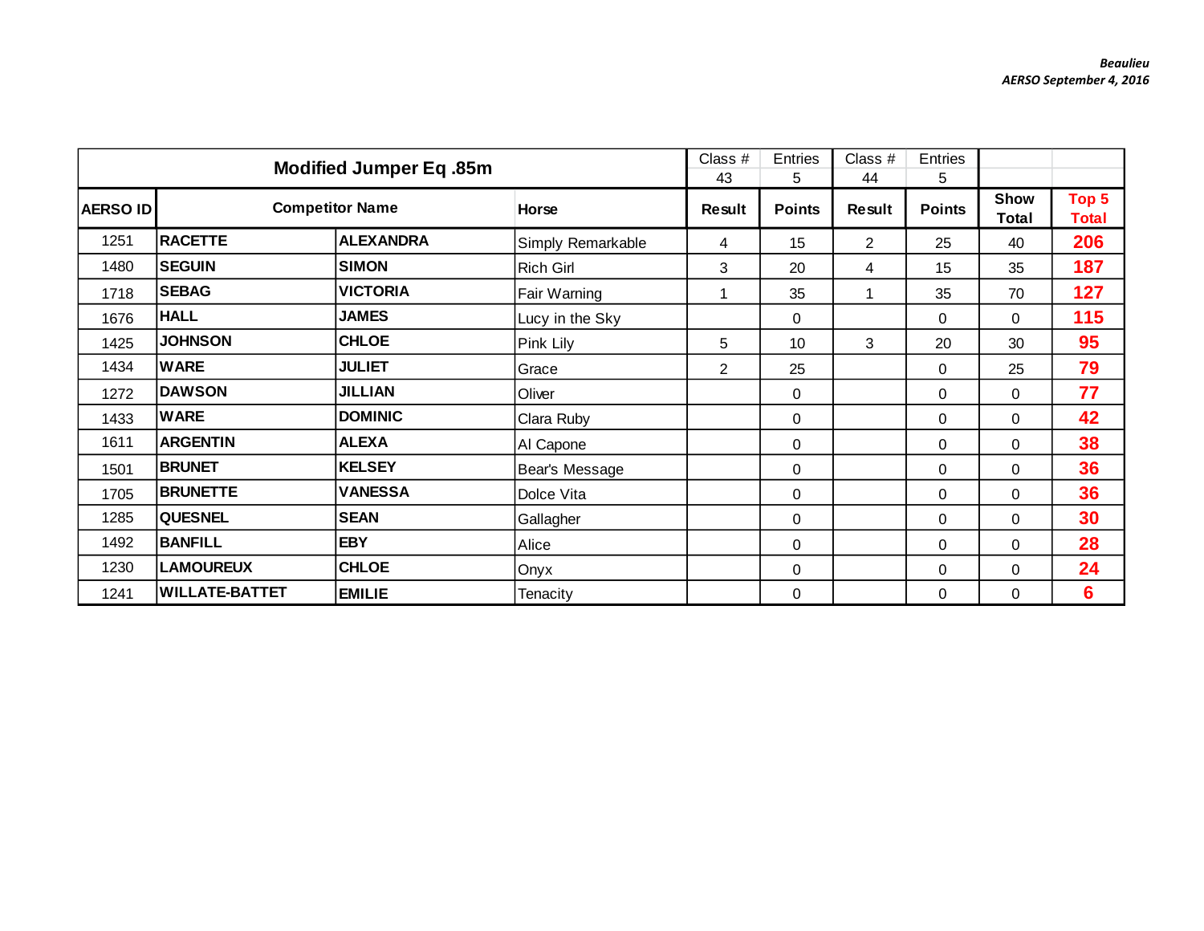Beaulieu
AERSO September 4, 2016

| Modified Jumper Eq .85m | | | | Class # | Entries | Class # | Entries | | |
|---|---|---|---|---|---|---|---|---|---|
| | | | | 43 | 5 | 44 | 5 | | |
| AERSO ID | Competitor Name | | Horse | Result | Points | Result | Points | Show Total | Top 5 Total |
| 1251 | RACETTE | ALEXANDRA | Simply Remarkable | 4 | 15 | 2 | 25 | 40 | 206 |
| 1480 | SEGUIN | SIMON | Rich Girl | 3 | 20 | 4 | 15 | 35 | 187 |
| 1718 | SEBAG | VICTORIA | Fair Warning | 1 | 35 | 1 | 35 | 70 | 127 |
| 1676 | HALL | JAMES | Lucy in the Sky | | 0 | | 0 | 0 | 115 |
| 1425 | JOHNSON | CHLOE | Pink Lily | 5 | 10 | 3 | 20 | 30 | 95 |
| 1434 | WARE | JULIET | Grace | 2 | 25 | | 0 | 25 | 79 |
| 1272 | DAWSON | JILLIAN | Oliver | | 0 | | 0 | 0 | 77 |
| 1433 | WARE | DOMINIC | Clara Ruby | | 0 | | 0 | 0 | 42 |
| 1611 | ARGENTIN | ALEXA | Al Capone | | 0 | | 0 | 0 | 38 |
| 1501 | BRUNET | KELSEY | Bear's Message | | 0 | | 0 | 0 | 36 |
| 1705 | BRUNETTE | VANESSA | Dolce Vita | | 0 | | 0 | 0 | 36 |
| 1285 | QUESNEL | SEAN | Gallagher | | 0 | | 0 | 0 | 30 |
| 1492 | BANFILL | EBY | Alice | | 0 | | 0 | 0 | 28 |
| 1230 | LAMOUREUX | CHLOE | Onyx | | 0 | | 0 | 0 | 24 |
| 1241 | WILLATE-BATTET | EMILIE | Tenacity | | 0 | | 0 | 0 | 6 |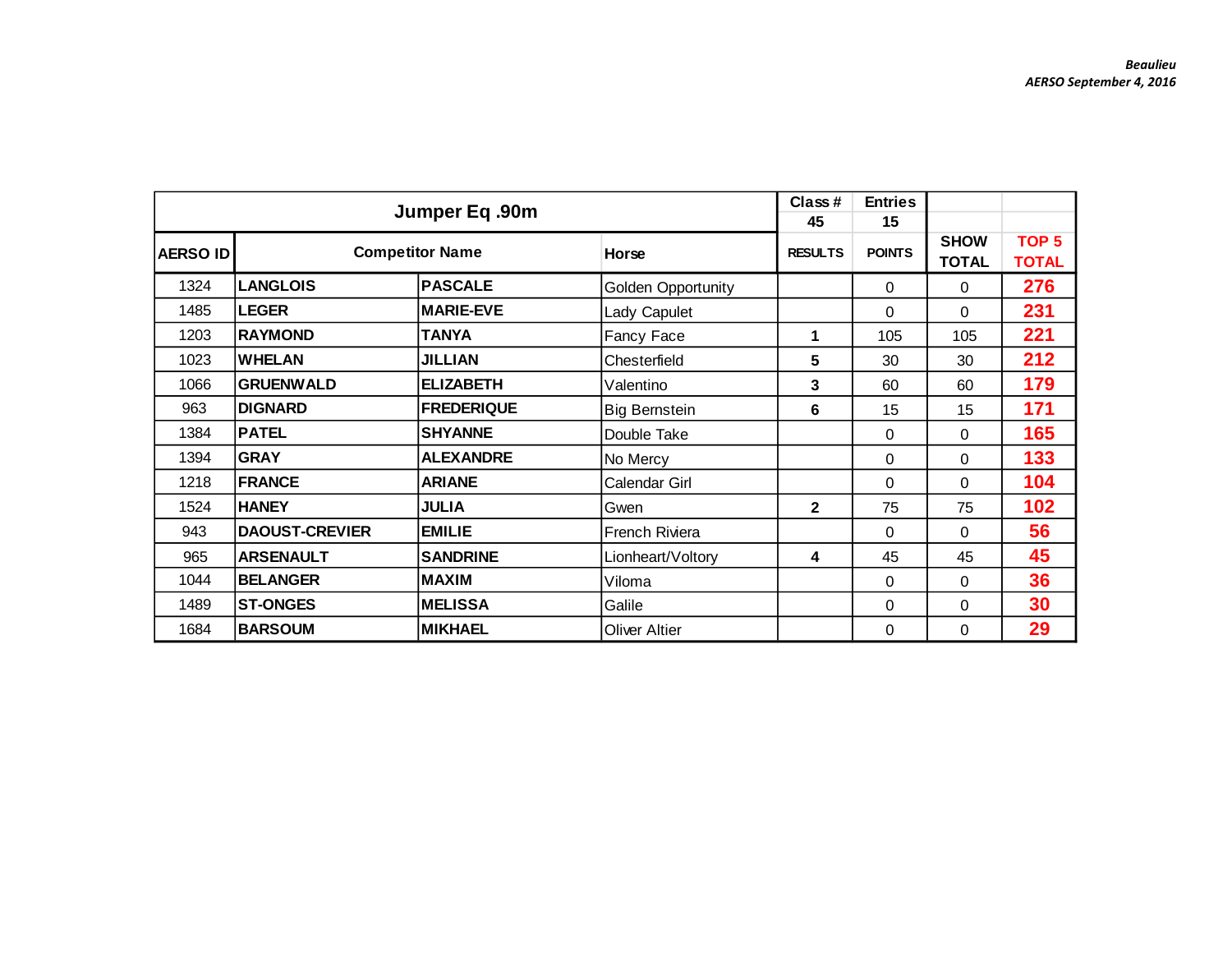*Beaulieu*
*AERSO September 4, 2016*

| Jumper Eq .90m | | | | Class # | Entries | | |
|---|---|---|---|---|---|---|---|
| | | | | 45 | 15 | | |
| AERSO ID | Competitor Name | | Horse | RESULTS | POINTS | SHOW TOTAL | TOP 5 TOTAL |
| 1324 | LANGLOIS | PASCALE | Golden Opportunity | | 0 | 0 | 276 |
| 1485 | LEGER | MARIE-EVE | Lady Capulet | | 0 | 0 | 231 |
| 1203 | RAYMOND | TANYA | Fancy Face | 1 | 105 | 105 | 221 |
| 1023 | WHELAN | JILLIAN | Chesterfield | 5 | 30 | 30 | 212 |
| 1066 | GRUENWALD | ELIZABETH | Valentino | 3 | 60 | 60 | 179 |
| 963 | DIGNARD | FREDERIQUE | Big Bernstein | 6 | 15 | 15 | 171 |
| 1384 | PATEL | SHYANNE | Double Take | | 0 | 0 | 165 |
| 1394 | GRAY | ALEXANDRE | No Mercy | | 0 | 0 | 133 |
| 1218 | FRANCE | ARIANE | Calendar Girl | | 0 | 0 | 104 |
| 1524 | HANEY | JULIA | Gwen | 2 | 75 | 75 | 102 |
| 943 | DAOUST-CREVIER | EMILIE | French Riviera | | 0 | 0 | 56 |
| 965 | ARSENAULT | SANDRINE | Lionheart/Voltory | 4 | 45 | 45 | 45 |
| 1044 | BELANGER | MAXIM | Viloma | | 0 | 0 | 36 |
| 1489 | ST-ONGES | MELISSA | Galile | | 0 | 0 | 30 |
| 1684 | BARSOUM | MIKHAEL | Oliver Altier | | 0 | 0 | 29 |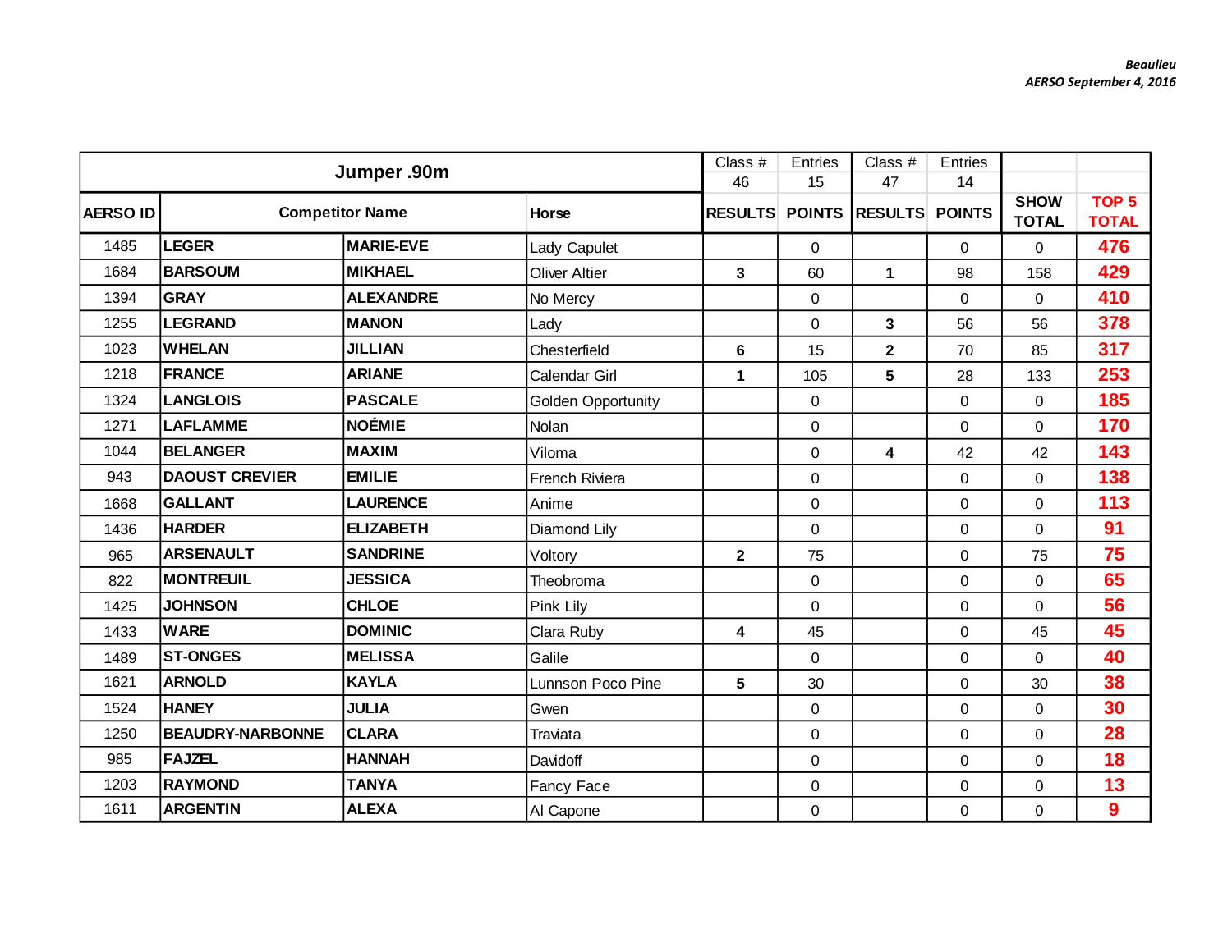Beaulieu
AERSO September 4, 2016

| Jumper .90m | | | | Class # 46 | Entries 15 | Class # 47 | Entries 14 | | |
|---|---|---|---|---|---|---|---|---|---|
| **AERSO ID** | **Competitor Name** | | **Horse** | **RESULTS** | **POINTS** | **RESULTS** | **POINTS** | **SHOW TOTAL** | **TOP 5 TOTAL** |
| 1485 | **LEGER** | **MARIE-EVE** | Lady Capulet | | 0 | | 0 | 0 | **476** |
| 1684 | **BARSOUM** | **MIKHAEL** | Oliver Altier | **3** | 60 | **1** | 98 | 158 | **429** |
| 1394 | **GRAY** | **ALEXANDRE** | No Mercy | | 0 | | 0 | 0 | **410** |
| 1255 | **LEGRAND** | **MANON** | Lady | | 0 | **3** | 56 | 56 | **378** |
| 1023 | **WHELAN** | **JILLIAN** | Chesterfield | **6** | 15 | **2** | 70 | 85 | **317** |
| 1218 | **FRANCE** | **ARIANE** | Calendar Girl | **1** | 105 | **5** | 28 | 133 | **253** |
| 1324 | **LANGLOIS** | **PASCALE** | Golden Opportunity | | 0 | | 0 | 0 | **185** |
| 1271 | **LAFLAMME** | **NOÉMIE** | Nolan | | 0 | | 0 | 0 | **170** |
| 1044 | **BELANGER** | **MAXIM** | Viloma | | 0 | **4** | 42 | 42 | **143** |
| 943 | **DAOUST CREVIER** | **EMILIE** | French Riviera | | 0 | | 0 | 0 | **138** |
| 1668 | **GALLANT** | **LAURENCE** | Anime | | 0 | | 0 | 0 | **113** |
| 1436 | **HARDER** | **ELIZABETH** | Diamond Lily | | 0 | | 0 | 0 | **91** |
| 965 | **ARSENAULT** | **SANDRINE** | Voltory | **2** | 75 | | 0 | 75 | **75** |
| 822 | **MONTREUIL** | **JESSICA** | Theobroma | | 0 | | 0 | 0 | **65** |
| 1425 | **JOHNSON** | **CHLOE** | Pink Lily | | 0 | | 0 | 0 | **56** |
| 1433 | **WARE** | **DOMINIC** | Clara Ruby | **4** | 45 | | 0 | 45 | **45** |
| 1489 | **ST-ONGES** | **MELISSA** | Galile | | 0 | | 0 | 0 | **40** |
| 1621 | **ARNOLD** | **KAYLA** | Lunnson Poco Pine | **5** | 30 | | 0 | 30 | **38** |
| 1524 | **HANEY** | **JULIA** | Gwen | | 0 | | 0 | 0 | **30** |
| 1250 | **BEAUDRY-NARBONNE** | **CLARA** | Traviata | | 0 | | 0 | 0 | **28** |
| 985 | **FAJZEL** | **HANNAH** | Davidoff | | 0 | | 0 | 0 | **18** |
| 1203 | **RAYMOND** | **TANYA** | Fancy Face | | 0 | | 0 | 0 | **13** |
| 1611 | **ARGENTIN** | **ALEXA** | Al Capone | | 0 | | 0 | 0 | **9** |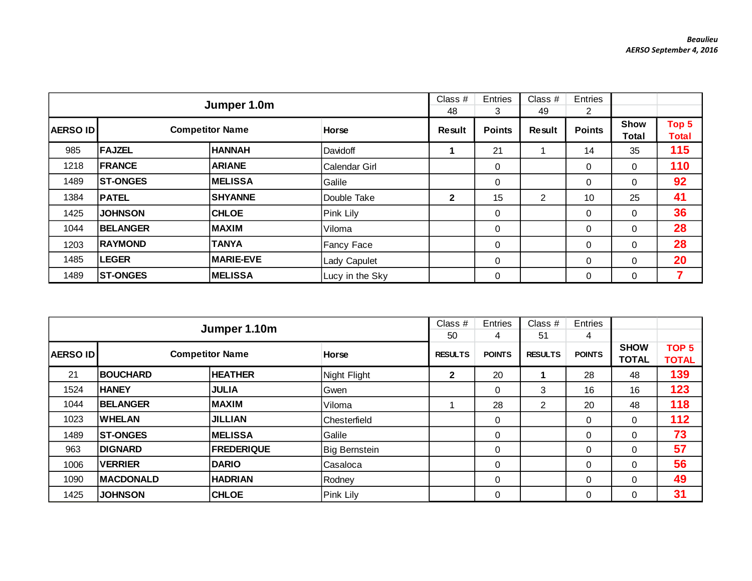*Beaulieu*
*AERSO September 4, 2016*

| Jumper 1.0m | | | | Class # 48 | Entries 3 | Class # 49 | Entries 2 | | |
|---|---|---|---|---|---|---|---|---|---|
| **AERSO ID** | **Competitor Name** | | **Horse** | **Result** | **Points** | **Result** | **Points** | **Show Total** | **Top 5 Total** |
| 985 | **FAJZEL** | **HANNAH** | Davidoff | **1** | 21 | 1 | 14 | 35 | **115** |
| 1218 | **FRANCE** | **ARIANE** | Calendar Girl | | 0 | | 0 | 0 | **110** |
| 1489 | **ST-ONGES** | **MELISSA** | Galile | | 0 | | 0 | 0 | **92** |
| 1384 | **PATEL** | **SHYANNE** | Double Take | **2** | 15 | 2 | 10 | 25 | **41** |
| 1425 | **JOHNSON** | **CHLOE** | Pink Lily | | 0 | | 0 | 0 | **36** |
| 1044 | **BELANGER** | **MAXIM** | Viloma | | 0 | | 0 | 0 | **28** |
| 1203 | **RAYMOND** | **TANYA** | Fancy Face | | 0 | | 0 | 0 | **28** |
| 1485 | **LEGER** | **MARIE-EVE** | Lady Capulet | | 0 | | 0 | 0 | **20** |
| 1489 | **ST-ONGES** | **MELISSA** | Lucy in the Sky | | 0 | | 0 | 0 | **7** |

| Jumper 1.10m | | | | Class # 50 | Entries 4 | Class # 51 | Entries 4 | | |
|---|---|---|---|---|---|---|---|---|---|
| **AERSO ID** | **Competitor Name** | | **Horse** | **RESULTS** | **POINTS** | **RESULTS** | **POINTS** | **SHOW TOTAL** | **TOP 5 TOTAL** |
| 21 | **BOUCHARD** | **HEATHER** | Night Flight | **2** | 20 | **1** | 28 | 48 | **139** |
| 1524 | **HANEY** | **JULIA** | Gwen | | 0 | 3 | 16 | 16 | **123** |
| 1044 | **BELANGER** | **MAXIM** | Viloma | 1 | 28 | 2 | 20 | 48 | **118** |
| 1023 | **WHELAN** | **JILLIAN** | Chesterfield | | 0 | | 0 | 0 | **112** |
| 1489 | **ST-ONGES** | **MELISSA** | Galile | | 0 | | 0 | 0 | **73** |
| 963 | **DIGNARD** | **FREDERIQUE** | Big Bernstein | | 0 | | 0 | 0 | **57** |
| 1006 | **VERRIER** | **DARIO** | Casaloca | | 0 | | 0 | 0 | **56** |
| 1090 | **MACDONALD** | **HADRIAN** | Rodney | | 0 | | 0 | 0 | **49** |
| 1425 | **JOHNSON** | **CHLOE** | Pink Lily | | 0 | | 0 | 0 | **31** |